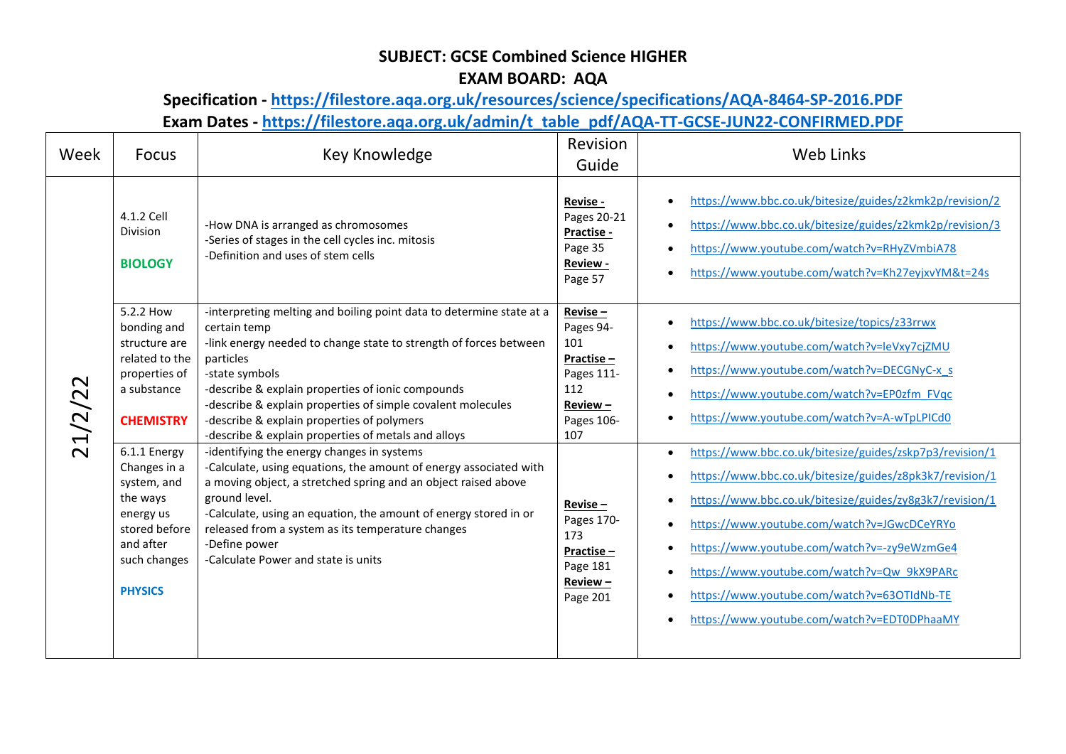**SUBJECT: GCSE Combined Science HIGHER**

**EXAM BOARD: AQA**

**Specification - https://filestore.aqa.org.uk/resources/science/specifications/AQA-8464-SP-2016.PDF**

**Exam Dates - https://filestore.aqa.org.uk/admin/t_table_pdf/AQA-TT-GCSE-JUN22-CONFIRMED.PDF**

| Week | Focus | Key Knowledge | Revision Guide | Web Links |
|---|---|---|---|---|
| 21/2/22 | 4.1.2 Cell Division<br><br>**BIOLOGY** | -How DNA is arranged as chromosomes<br>-Series of stages in the cell cycles inc. mitosis<br>-Definition and uses of stem cells | **Revise -** Pages 20-21<br>**Practise -** Page 35<br>**Review -** Page 57 | • https://www.bbc.co.uk/bitesize/guides/z2kmk2p/revision/2<br>• https://www.bbc.co.uk/bitesize/guides/z2kmk2p/revision/3<br>• https://www.youtube.com/watch?v=RHyZVmbiA78<br>• https://www.youtube.com/watch?v=Kh27eyjxvYM&t=24s |
| | 5.2.2 How bonding and structure are related to the properties of a substance<br><br>**CHEMISTRY** | -interpreting melting and boiling point data to determine state at a certain temp<br>-link energy needed to change state to strength of forces between particles<br>-state symbols<br>-describe & explain properties of ionic compounds<br>-describe & explain properties of simple covalent molecules<br>-describe & explain properties of polymers<br>-describe & explain properties of metals and alloys | **Revise –** Pages 94-101<br>**Practise –** Pages 111-112<br>**Review –** Pages 106-107 | • https://www.bbc.co.uk/bitesize/topics/z33rrwx<br>• https://www.youtube.com/watch?v=leVxy7cjZMU<br>• https://www.youtube.com/watch?v=DECGNyC-x_s<br>• https://www.youtube.com/watch?v=EP0zfm_FVqc<br>• https://www.youtube.com/watch?v=A-wTpLPICd0 |
| | 6.1.1 Energy Changes in a system, and the ways energy us stored before and after such changes<br><br>**PHYSICS** | -identifying the energy changes in systems<br>-Calculate, using equations, the amount of energy associated with a moving object, a stretched spring and an object raised above ground level.<br>-Calculate, using an equation, the amount of energy stored in or released from a system as its temperature changes<br>-Define power<br>-Calculate Power and state is units | **Revise –** Pages 170-173<br>**Practise –** Page 181<br>**Review –** Page 201 | • https://www.bbc.co.uk/bitesize/guides/zskp7p3/revision/1<br>• https://www.bbc.co.uk/bitesize/guides/z8pk3k7/revision/1<br>• https://www.bbc.co.uk/bitesize/guides/zy8g3k7/revision/1<br>• https://www.youtube.com/watch?v=JGwcDCeYRYo<br>• https://www.youtube.com/watch?v=-zy9eWzmGe4<br>• https://www.youtube.com/watch?v=Qw_9kX9PARc<br>• https://www.youtube.com/watch?v=63OTIdNb-TE<br>• https://www.youtube.com/watch?v=EDT0DPhaaMY |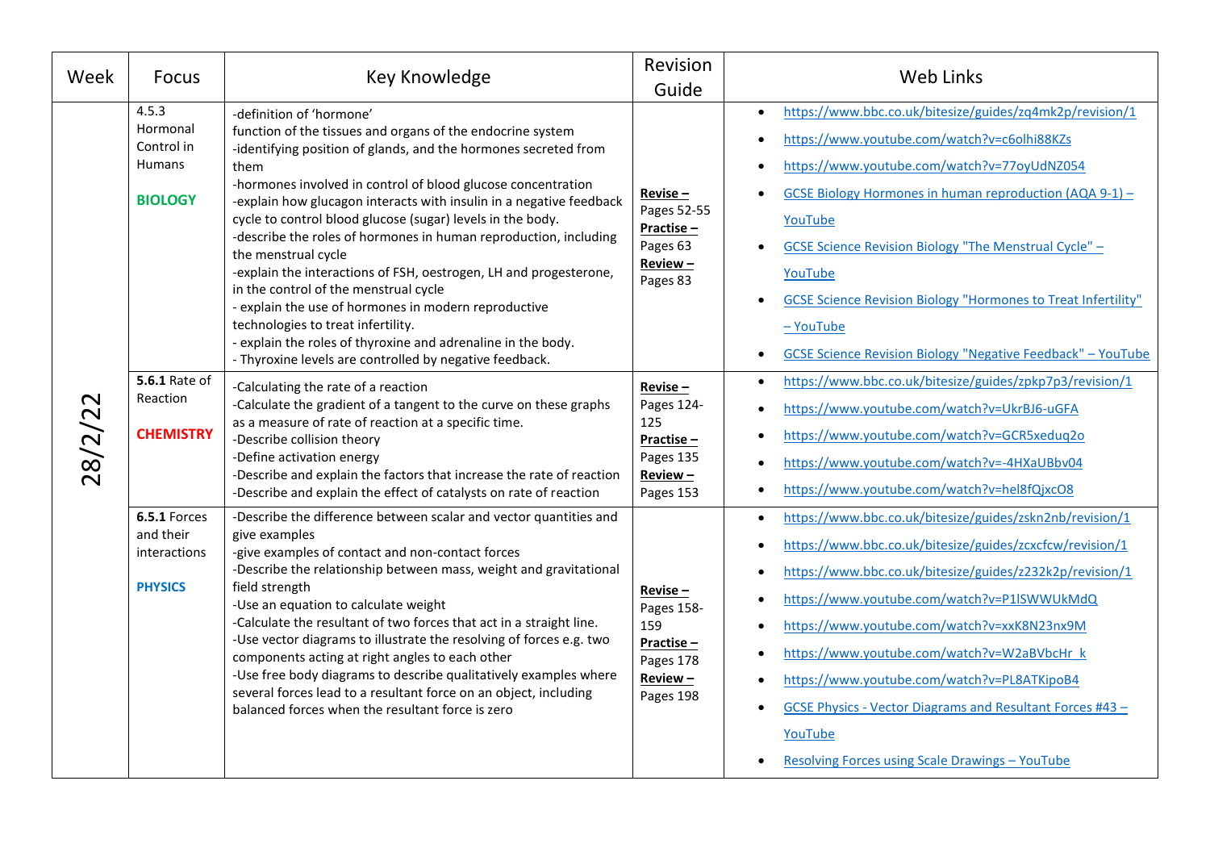| Week | Focus | Key Knowledge | Revision Guide | Web Links |
|---|---|---|---|---|
| 28/2/22 | 4.5.3 Hormonal Control in Humans<br><br>**BIOLOGY** | -definition of 'hormone'<br>function of the tissues and organs of the endocrine system<br>-identifying position of glands, and the hormones secreted from them<br>-hormones involved in control of blood glucose concentration<br>-explain how glucagon interacts with insulin in a negative feedback cycle to control blood glucose (sugar) levels in the body.<br>-describe the roles of hormones in human reproduction, including the menstrual cycle<br>-explain the interactions of FSH, oestrogen, LH and progesterone, in the control of the menstrual cycle<br>- explain the use of hormones in modern reproductive technologies to treat infertility.<br>- explain the roles of thyroxine and adrenaline in the body.<br>- Thyroxine levels are controlled by negative feedback. | **Revise –** Pages 52-55<br>**Practise –** Pages 63<br>**Review –** Pages 83 | • https://www.bbc.co.uk/bitesize/guides/zq4mk2p/revision/1<br>• https://www.youtube.com/watch?v=c6olhi88KZs<br>• https://www.youtube.com/watch?v=77oyUdNZ054<br>• GCSE Biology Hormones in human reproduction (AQA 9-1) – YouTube<br>• GCSE Science Revision Biology "The Menstrual Cycle" – YouTube<br>• GCSE Science Revision Biology "Hormones to Treat Infertility" – YouTube<br>• GCSE Science Revision Biology "Negative Feedback" – YouTube |
| | **5.6.1** Rate of Reaction<br><br>**CHEMISTRY** | -Calculating the rate of a reaction<br>-Calculate the gradient of a tangent to the curve on these graphs as a measure of rate of reaction at a specific time.<br>-Describe collision theory<br>-Define activation energy<br>-Describe and explain the factors that increase the rate of reaction<br>-Describe and explain the effect of catalysts on rate of reaction | **Revise –** Pages 124-125<br>**Practise –** Pages 135<br>**Review –** Pages 153 | • https://www.bbc.co.uk/bitesize/guides/zpkp7p3/revision/1<br>• https://www.youtube.com/watch?v=UkrBJ6-uGFA<br>• https://www.youtube.com/watch?v=GCR5xeduq2o<br>• https://www.youtube.com/watch?v=-4HXaUBbv04<br>• https://www.youtube.com/watch?v=hel8fQjxcO8 |
| | **6.5.1** Forces and their interactions<br><br>**PHYSICS** | -Describe the difference between scalar and vector quantities and give examples<br>-give examples of contact and non-contact forces<br>-Describe the relationship between mass, weight and gravitational field strength<br>-Use an equation to calculate weight<br>-Calculate the resultant of two forces that act in a straight line.<br>-Use vector diagrams to illustrate the resolving of forces e.g. two components acting at right angles to each other<br>-Use free body diagrams to describe qualitatively examples where several forces lead to a resultant force on an object, including balanced forces when the resultant force is zero | **Revise –** Pages 158-159<br>**Practise –** Pages 178<br>**Review –** Pages 198 | • https://www.bbc.co.uk/bitesize/guides/zskn2nb/revision/1<br>• https://www.bbc.co.uk/bitesize/guides/zcxcfcw/revision/1<br>• https://www.bbc.co.uk/bitesize/guides/z232k2p/revision/1<br>• https://www.youtube.com/watch?v=P1lSWWUkMdQ<br>• https://www.youtube.com/watch?v=xxK8N23nx9M<br>• https://www.youtube.com/watch?v=W2aBVbcHr_k<br>• https://www.youtube.com/watch?v=PL8ATKipoB4<br>• GCSE Physics - Vector Diagrams and Resultant Forces #43 – YouTube<br>• Resolving Forces using Scale Drawings – YouTube |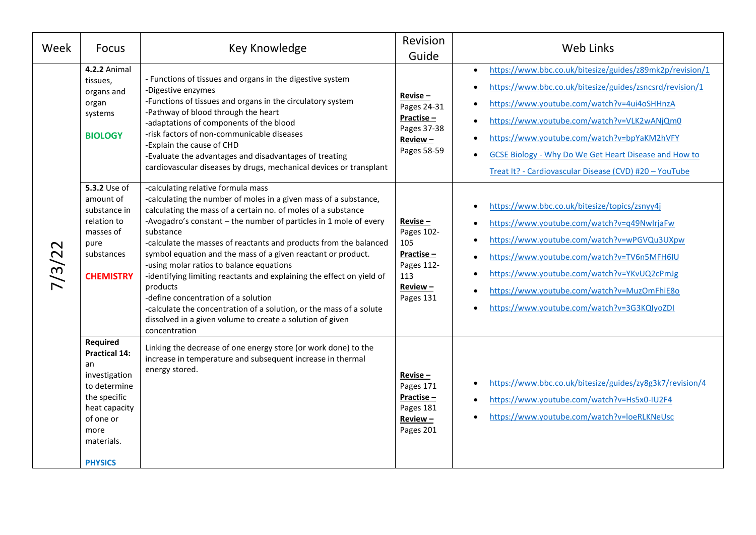| Week | Focus | Key Knowledge | Revision Guide | Web Links |
| --- | --- | --- | --- | --- |
| 7/3/22 | **4.2.2** Animal tissues, organs and organ systems<br><br>**BIOLOGY** | - Functions of tissues and organs in the digestive system<br>-Digestive enzymes<br>-Functions of tissues and organs in the circulatory system<br>-Pathway of blood through the heart<br>-adaptations of components of the blood<br>-risk factors of non-communicable diseases<br>-Explain the cause of CHD<br>-Evaluate the advantages and disadvantages of treating cardiovascular diseases by drugs, mechanical devices or transplant | **Revise –** Pages 24-31<br>**Practise –** Pages 37-38<br>**Review –** Pages 58-59 | • https://www.bbc.co.uk/bitesize/guides/z89mk2p/revision/1<br>• https://www.bbc.co.uk/bitesize/guides/zsncsrd/revision/1<br>• https://www.youtube.com/watch?v=4ui4oSHHnzA<br>• https://www.youtube.com/watch?v=VLK2wANjQm0<br>• https://www.youtube.com/watch?v=bpYaKM2hVFY<br>• GCSE Biology - Why Do We Get Heart Disease and How to Treat It? - Cardiovascular Disease (CVD) #20 – YouTube |
| | **5.3.2** Use of amount of substance in relation to masses of pure substances<br><br>**CHEMISTRY** | -calculating relative formula mass<br>-calculating the number of moles in a given mass of a substance, calculating the mass of a certain no. of moles of a substance<br>-Avogadro's constant – the number of particles in 1 mole of every substance<br>-calculate the masses of reactants and products from the balanced symbol equation and the mass of a given reactant or product.<br>-using molar ratios to balance equations<br>-identifying limiting reactants and explaining the effect on yield of products<br>-define concentration of a solution<br>-calculate the concentration of a solution, or the mass of a solute dissolved in a given volume to create a solution of given concentration | **Revise –** Pages 102-105<br>**Practise –** Pages 112-113<br>**Review –** Pages 131 | • https://www.bbc.co.uk/bitesize/topics/zsnyy4j<br>• https://www.youtube.com/watch?v=q49NwIrjaFw<br>• https://www.youtube.com/watch?v=wPGVQu3UXpw<br>• https://www.youtube.com/watch?v=TV6n5MFH6IU<br>• https://www.youtube.com/watch?v=YKvUQ2cPmJg<br>• https://www.youtube.com/watch?v=MuzOmFhiE8o<br>• https://www.youtube.com/watch?v=3G3KQIyoZDI |
| | **Required Practical 14:** an investigation to determine the specific heat capacity of one or more materials.<br><br>**PHYSICS** | Linking the decrease of one energy store (or work done) to the increase in temperature and subsequent increase in thermal energy stored. | **Revise –** Pages 171<br>**Practise –** Pages 181<br>**Review –** Pages 201 | • https://www.bbc.co.uk/bitesize/guides/zy8g3k7/revision/4<br>• https://www.youtube.com/watch?v=Hs5x0-IU2F4<br>• https://www.youtube.com/watch?v=loeRLKNeUsc |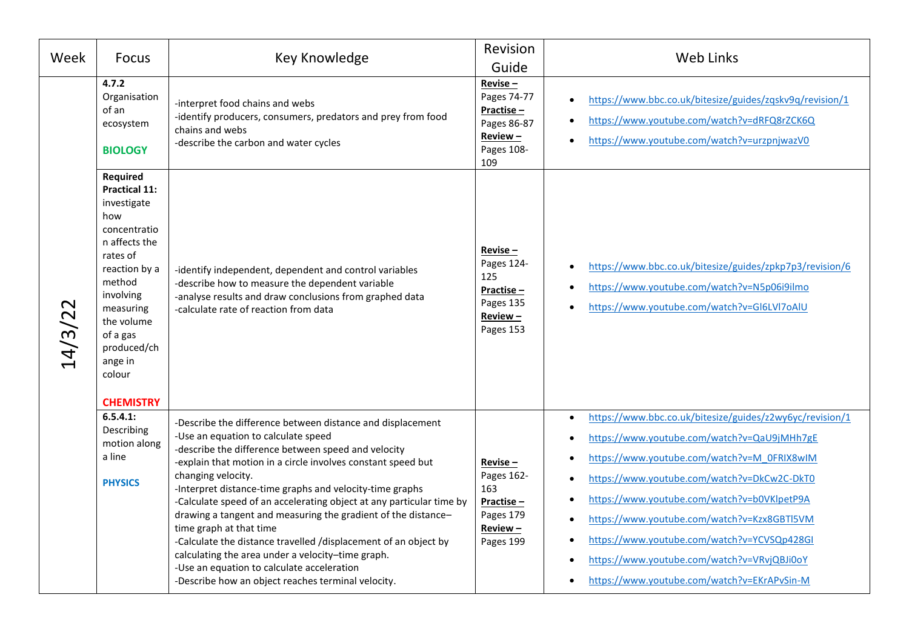| Week | Focus | Key Knowledge | Revision Guide | Web Links |
|---|---|---|---|---|
| 14/3/22 | **4.7.2** Organisation of an ecosystem<br><br>**BIOLOGY** | -interpret food chains and webs<br>-identify producers, consumers, predators and prey from food chains and webs<br>-describe the carbon and water cycles | **Revise –** Pages 74-77<br>**Practise –** Pages 86-87<br>**Review –** Pages 108-109 | • https://www.bbc.co.uk/bitesize/guides/zqskv9q/revision/1<br>• https://www.youtube.com/watch?v=dRFQ8rZCK6Q<br>• https://www.youtube.com/watch?v=urzpnjwazV0 |
| | **Required Practical 11:** investigate how concentration affects the rates of reaction by a method involving measuring the volume of a gas produced/change in colour<br><br>**CHEMISTRY** | -identify independent, dependent and control variables<br>-describe how to measure the dependent variable<br>-analyse results and draw conclusions from graphed data<br>-calculate rate of reaction from data | **Revise –** Pages 124-125<br>**Practise –** Pages 135<br>**Review –** Pages 153 | • https://www.bbc.co.uk/bitesize/guides/zpkp7p3/revision/6<br>• https://www.youtube.com/watch?v=N5p06i9ilmo<br>• https://www.youtube.com/watch?v=Gl6LVl7oAlU |
| | **6.5.4.1:** Describing motion along a line<br><br>**PHYSICS** | -Describe the difference between distance and displacement<br>-Use an equation to calculate speed<br>-describe the difference between speed and velocity<br>-explain that motion in a circle involves constant speed but changing velocity.<br>-Interpret distance-time graphs and velocity-time graphs<br>-Calculate speed of an accelerating object at any particular time by drawing a tangent and measuring the gradient of the distance–time graph at that time<br>-Calculate the distance travelled /displacement of an object by calculating the area under a velocity–time graph.<br>-Use an equation to calculate acceleration<br>-Describe how an object reaches terminal velocity. | **Revise –** Pages 162-163<br>**Practise –** Pages 179<br>**Review –** Pages 199 | • https://www.bbc.co.uk/bitesize/guides/z2wy6yc/revision/1<br>• https://www.youtube.com/watch?v=QaU9jMHh7gE<br>• https://www.youtube.com/watch?v=M_0FRIX8wIM<br>• https://www.youtube.com/watch?v=DkCw2C-DkT0<br>• https://www.youtube.com/watch?v=b0VKlpetP9A<br>• https://www.youtube.com/watch?v=Kzx8GBTl5VM<br>• https://www.youtube.com/watch?v=YCVSQp428GI<br>• https://www.youtube.com/watch?v=VRvjQBJi0oY<br>• https://www.youtube.com/watch?v=EKrAPvSin-M |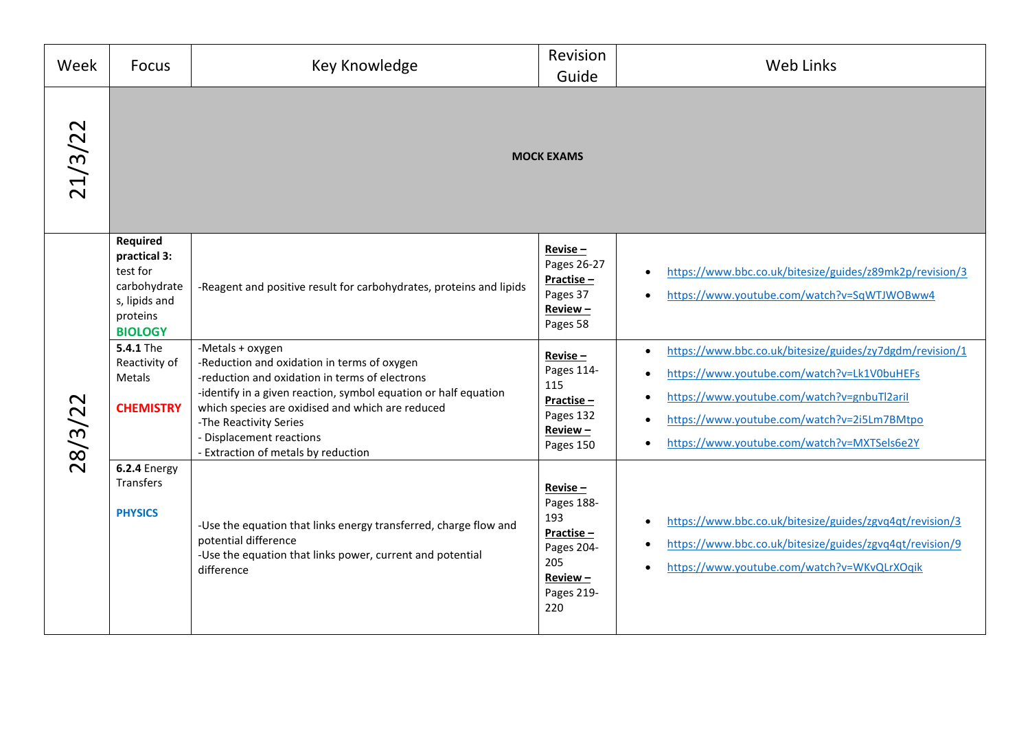| Week | Focus | Key Knowledge | Revision Guide | Web Links |
|---|---|---|---|---|
| 21/3/22 | **MOCK EXAMS** | | | |
| 28/3/22 | **Required practical 3:** test for carbohydrates, lipids and proteins **BIOLOGY** | -Reagent and positive result for carbohydrates, proteins and lipids | **Revise –** Pages 26-27 **Practise –** Pages 37 **Review –** Pages 58 | • https://www.bbc.co.uk/bitesize/guides/z89mk2p/revision/3 • https://www.youtube.com/watch?v=SqWTJWOBww4 |
| | **5.4.1** The Reactivity of Metals **CHEMISTRY** | -Metals + oxygen -Reduction and oxidation in terms of oxygen -reduction and oxidation in terms of electrons -identify in a given reaction, symbol equation or half equation which species are oxidised and which are reduced -The Reactivity Series - Displacement reactions - Extraction of metals by reduction | **Revise –** Pages 114-115 **Practise –** Pages 132 **Review –** Pages 150 | • https://www.bbc.co.uk/bitesize/guides/zy7dgdm/revision/1 • https://www.youtube.com/watch?v=Lk1V0buHEFs • https://www.youtube.com/watch?v=gnbuTl2aril • https://www.youtube.com/watch?v=2i5Lm7BMtpo • https://www.youtube.com/watch?v=MXTSels6e2Y |
| | **6.2.4** Energy Transfers **PHYSICS** | -Use the equation that links energy transferred, charge flow and potential difference -Use the equation that links power, current and potential difference | **Revise –** Pages 188-193 **Practise –** Pages 204-205 **Review –** Pages 219-220 | • https://www.bbc.co.uk/bitesize/guides/zgvq4qt/revision/3 • https://www.bbc.co.uk/bitesize/guides/zgvq4qt/revision/9 • https://www.youtube.com/watch?v=WKvQLrXOqik |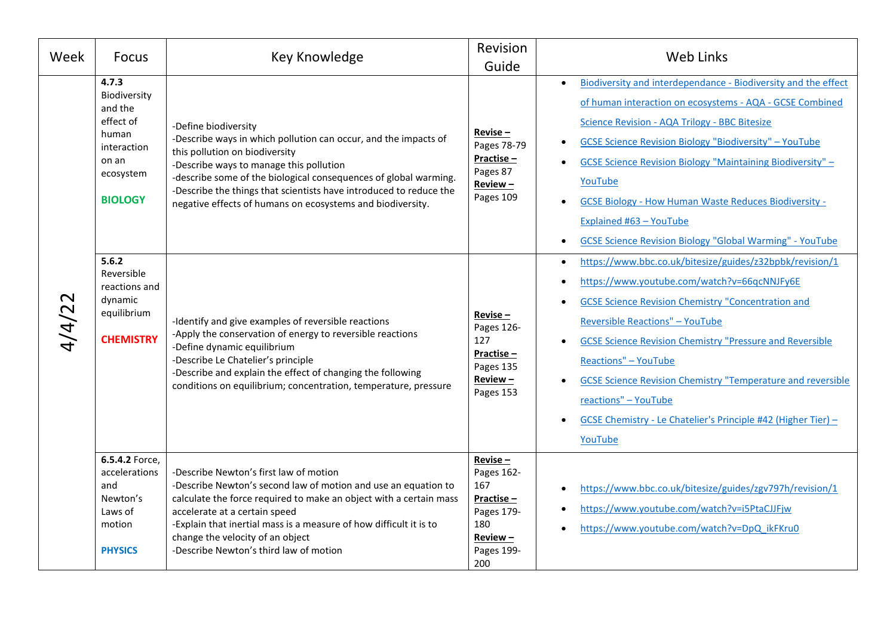| Week | Focus | Key Knowledge | Revision Guide | Web Links |
|---|---|---|---|---|
| 4/4/22 | **4.7.3** Biodiversity and the effect of human interaction on an ecosystem **BIOLOGY** | -Define biodiversity<br>-Describe ways in which pollution can occur, and the impacts of this pollution on biodiversity<br>-Describe ways to manage this pollution<br>-describe some of the biological consequences of global warming.<br>-Describe the things that scientists have introduced to reduce the negative effects of humans on ecosystems and biodiversity. | **Revise –** Pages 78-79 **Practise –** Pages 87 **Review –** Pages 109 | • Biodiversity and interdependance - Biodiversity and the effect of human interaction on ecosystems - AQA - GCSE Combined Science Revision - AQA Trilogy - BBC Bitesize<br>• GCSE Science Revision Biology "Biodiversity" – YouTube<br>• GCSE Science Revision Biology "Maintaining Biodiversity" – YouTube<br>• GCSE Biology - How Human Waste Reduces Biodiversity - Explained #63 – YouTube<br>• GCSE Science Revision Biology "Global Warming" - YouTube |
| | **5.6.2** Reversible reactions and dynamic equilibrium **CHEMISTRY** | -Identify and give examples of reversible reactions<br>-Apply the conservation of energy to reversible reactions<br>-Define dynamic equilibrium<br>-Describe Le Chatelier's principle<br>-Describe and explain the effect of changing the following conditions on equilibrium; concentration, temperature, pressure | **Revise –** Pages 126-127 **Practise –** Pages 135 **Review –** Pages 153 | • https://www.bbc.co.uk/bitesize/guides/z32bpbk/revision/1<br>• https://www.youtube.com/watch?v=66qcNNJFy6E<br>• GCSE Science Revision Chemistry "Concentration and Reversible Reactions" – YouTube<br>• GCSE Science Revision Chemistry "Pressure and Reversible Reactions" – YouTube<br>• GCSE Science Revision Chemistry "Temperature and reversible reactions" – YouTube<br>• GCSE Chemistry - Le Chatelier's Principle #42 (Higher Tier) – YouTube |
| | **6.5.4.2** Force, accelerations and Newton's Laws of motion **PHYSICS** | -Describe Newton's first law of motion<br>-Describe Newton's second law of motion and use an equation to calculate the force required to make an object with a certain mass accelerate at a certain speed<br>-Explain that inertial mass is a measure of how difficult it is to change the velocity of an object<br>-Describe Newton's third law of motion | **Revise –** Pages 162-167 **Practise –** Pages 179-180 **Review –** Pages 199-200 | • https://www.bbc.co.uk/bitesize/guides/zgv797h/revision/1<br>• https://www.youtube.com/watch?v=i5PtaCJJFjw<br>• https://www.youtube.com/watch?v=DpQ_ikFKru0 |